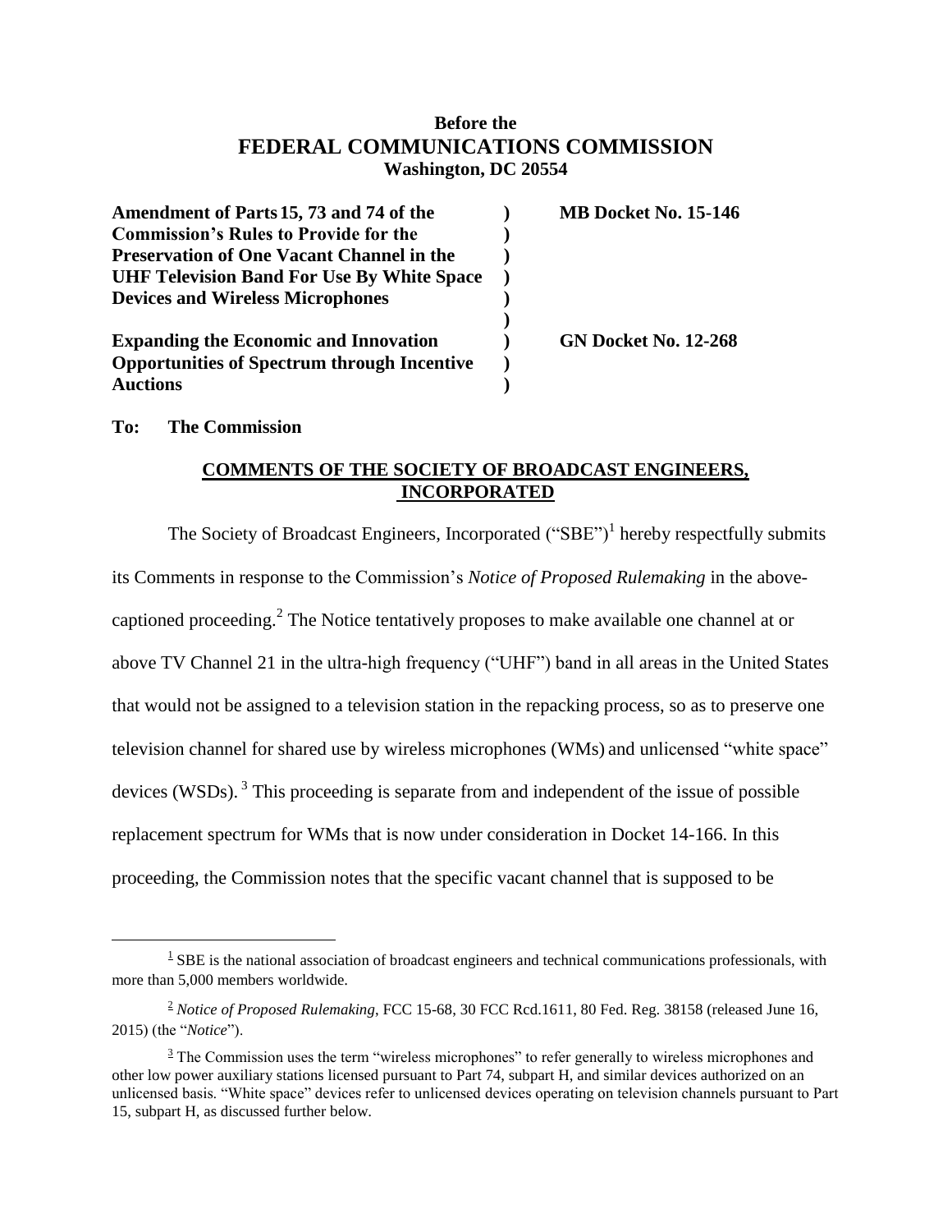**Before the**
**FEDERAL COMMUNICATIONS COMMISSION**
**Washington, DC 20554**

| | | |
|---|---|---|
| **Amendment of Parts 15, 73 and 74 of the Commission's Rules to Provide for the Preservation of One Vacant Channel in the UHF Television Band For Use By White Space Devices and Wireless Microphones** | **)** | **MB Docket No. 15-146** |
| **Expanding the Economic and Innovation Opportunities of Spectrum through Incentive Auctions** | **)** | **GN Docket No. 12-268** |

**To: The Commission**

## COMMENTS OF THE SOCIETY OF BROADCAST ENGINEERS, INCORPORATED

The Society of Broadcast Engineers, Incorporated ("SBE")[1] hereby respectfully submits its Comments in response to the Commission's *Notice of Proposed Rulemaking* in the above-captioned proceeding.[2] The Notice tentatively proposes to make available one channel at or above TV Channel 21 in the ultra-high frequency ("UHF") band in all areas in the United States that would not be assigned to a television station in the repacking process, so as to preserve one television channel for shared use by wireless microphones (WMs) and unlicensed "white space" devices (WSDs).[3] This proceeding is separate from and independent of the issue of possible replacement spectrum for WMs that is now under consideration in Docket 14-166. In this proceeding, the Commission notes that the specific vacant channel that is supposed to be

---

[1] SBE is the national association of broadcast engineers and technical communications professionals, with more than 5,000 members worldwide.

[2] *Notice of Proposed Rulemaking*, FCC 15-68, 30 FCC Rcd.1611, 80 Fed. Reg. 38158 (released June 16, 2015) (the "*Notice*").

[3] The Commission uses the term "wireless microphones" to refer generally to wireless microphones and other low power auxiliary stations licensed pursuant to Part 74, subpart H, and similar devices authorized on an unlicensed basis. "White space" devices refer to unlicensed devices operating on television channels pursuant to Part 15, subpart H, as discussed further below.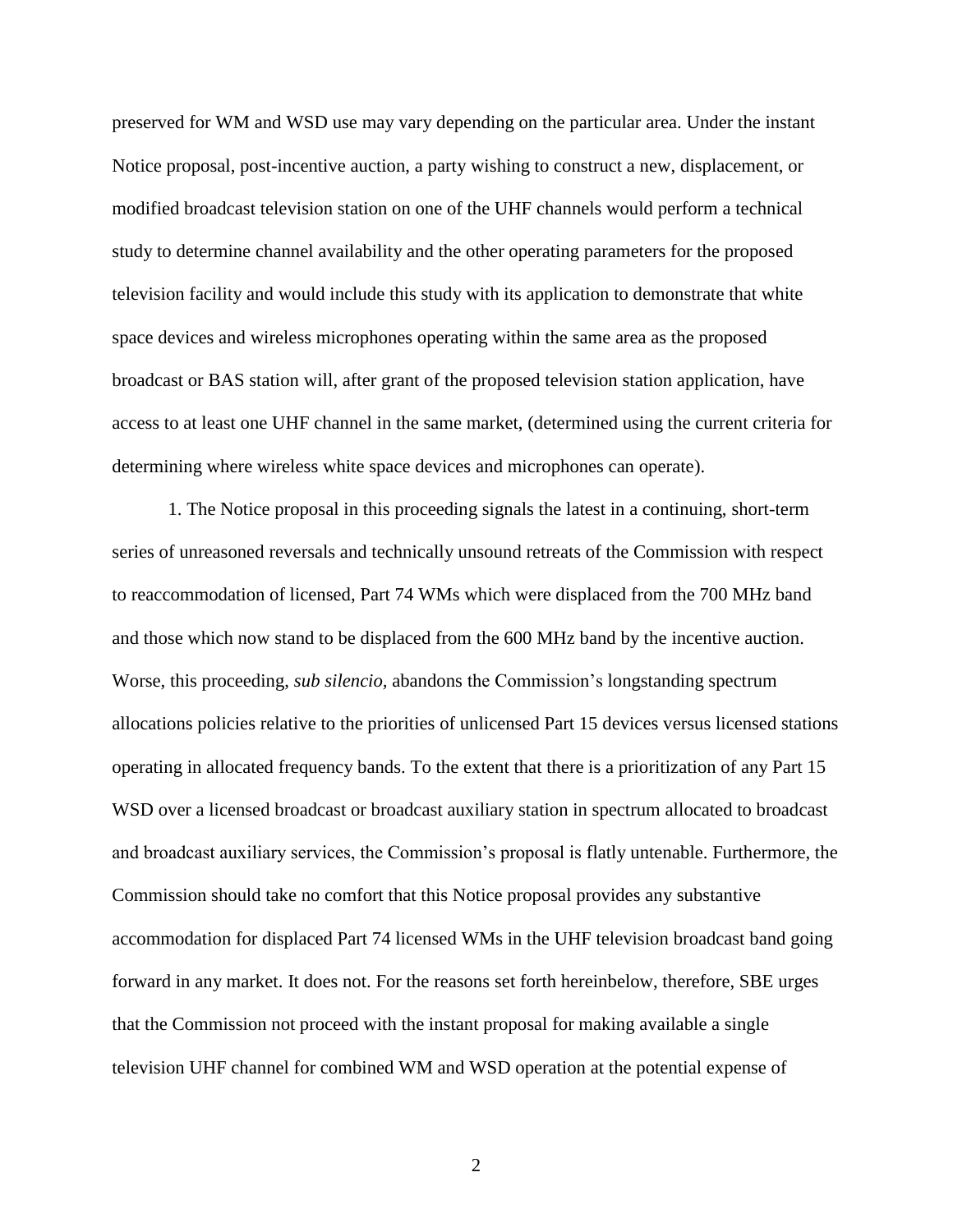preserved for WM and WSD use may vary depending on the particular area. Under the instant Notice proposal, post-incentive auction, a party wishing to construct a new, displacement, or modified broadcast television station on one of the UHF channels would perform a technical study to determine channel availability and the other operating parameters for the proposed television facility and would include this study with its application to demonstrate that white space devices and wireless microphones operating within the same area as the proposed broadcast or BAS station will, after grant of the proposed television station application, have access to at least one UHF channel in the same market, (determined using the current criteria for determining where wireless white space devices and microphones can operate).

1. The Notice proposal in this proceeding signals the latest in a continuing, short-term series of unreasoned reversals and technically unsound retreats of the Commission with respect to reaccommodation of licensed, Part 74 WMs which were displaced from the 700 MHz band and those which now stand to be displaced from the 600 MHz band by the incentive auction. Worse, this proceeding, *sub silencio,* abandons the Commission's longstanding spectrum allocations policies relative to the priorities of unlicensed Part 15 devices versus licensed stations operating in allocated frequency bands. To the extent that there is a prioritization of any Part 15 WSD over a licensed broadcast or broadcast auxiliary station in spectrum allocated to broadcast and broadcast auxiliary services, the Commission's proposal is flatly untenable. Furthermore, the Commission should take no comfort that this Notice proposal provides any substantive accommodation for displaced Part 74 licensed WMs in the UHF television broadcast band going forward in any market. It does not. For the reasons set forth hereinbelow, therefore, SBE urges that the Commission not proceed with the instant proposal for making available a single television UHF channel for combined WM and WSD operation at the potential expense of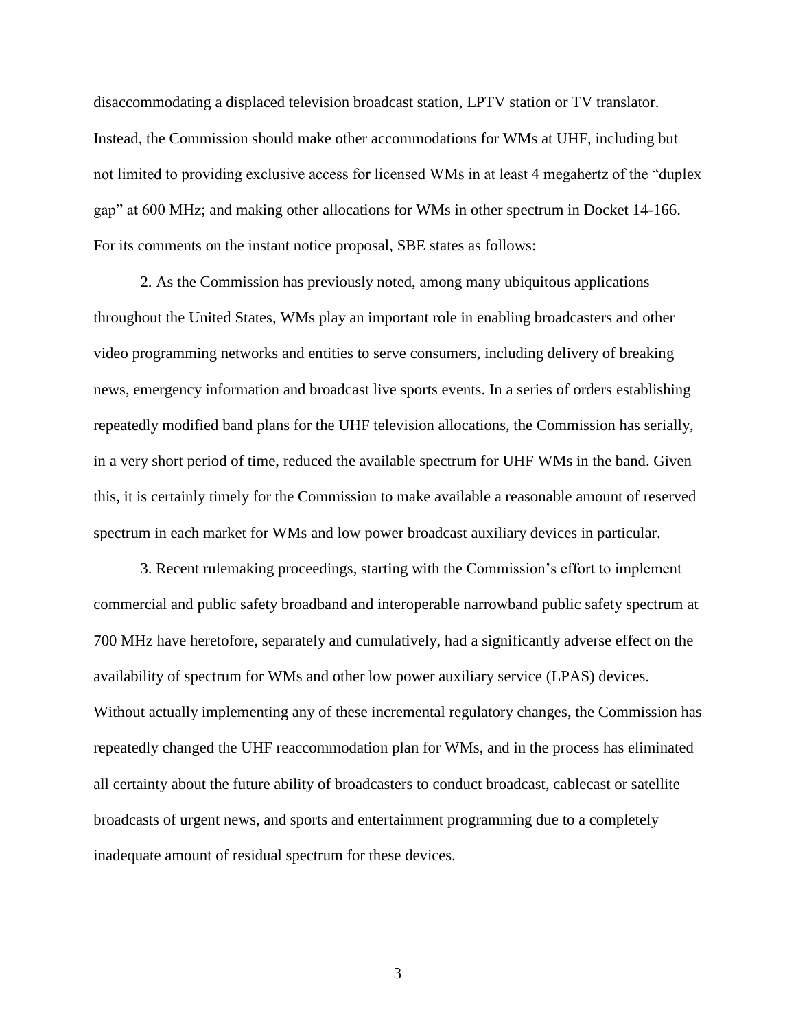disaccommodating a displaced television broadcast station, LPTV station or TV translator. Instead, the Commission should make other accommodations for WMs at UHF, including but not limited to providing exclusive access for licensed WMs in at least 4 megahertz of the "duplex gap" at 600 MHz; and making other allocations for WMs in other spectrum in Docket 14-166. For its comments on the instant notice proposal, SBE states as follows:

2. As the Commission has previously noted, among many ubiquitous applications throughout the United States, WMs play an important role in enabling broadcasters and other video programming networks and entities to serve consumers, including delivery of breaking news, emergency information and broadcast live sports events. In a series of orders establishing repeatedly modified band plans for the UHF television allocations, the Commission has serially, in a very short period of time, reduced the available spectrum for UHF WMs in the band. Given this, it is certainly timely for the Commission to make available a reasonable amount of reserved spectrum in each market for WMs and low power broadcast auxiliary devices in particular.

3. Recent rulemaking proceedings, starting with the Commission's effort to implement commercial and public safety broadband and interoperable narrowband public safety spectrum at 700 MHz have heretofore, separately and cumulatively, had a significantly adverse effect on the availability of spectrum for WMs and other low power auxiliary service (LPAS) devices. Without actually implementing any of these incremental regulatory changes, the Commission has repeatedly changed the UHF reaccommodation plan for WMs, and in the process has eliminated all certainty about the future ability of broadcasters to conduct broadcast, cablecast or satellite broadcasts of urgent news, and sports and entertainment programming due to a completely inadequate amount of residual spectrum for these devices.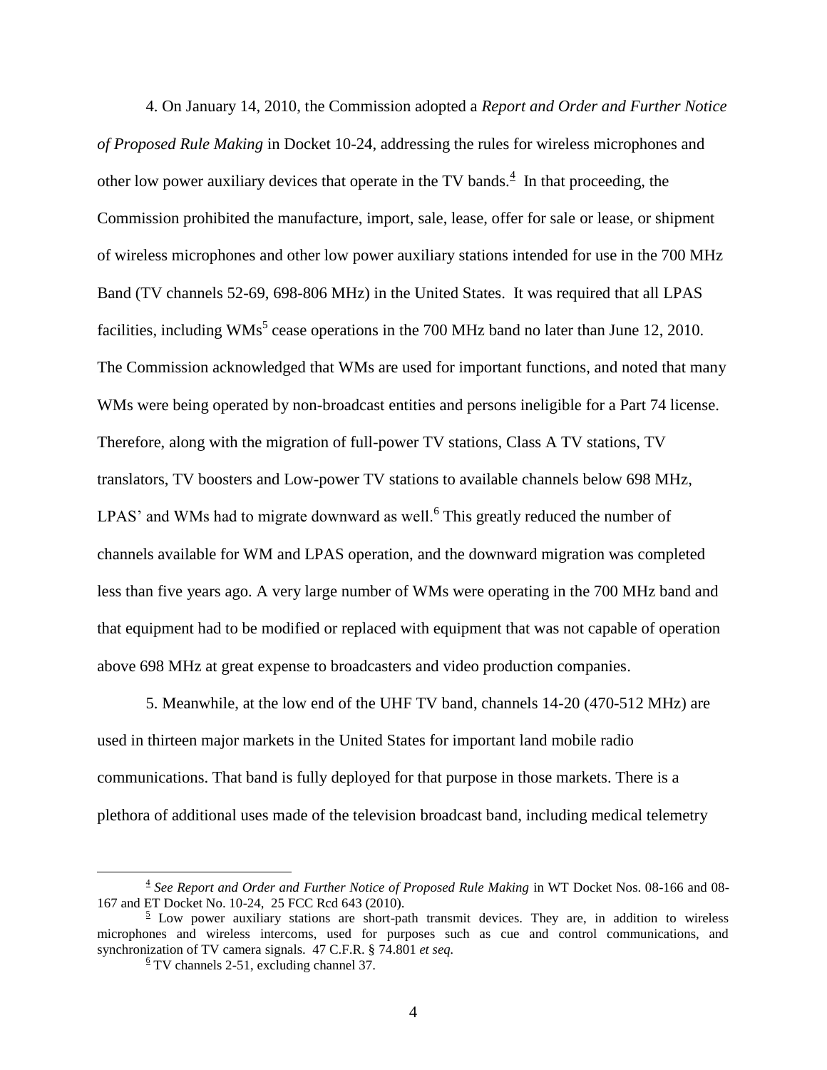4. On January 14, 2010, the Commission adopted a *Report and Order and Further Notice of Proposed Rule Making* in Docket 10-24, addressing the rules for wireless microphones and other low power auxiliary devices that operate in the TV bands.[4] In that proceeding, the Commission prohibited the manufacture, import, sale, lease, offer for sale or lease, or shipment of wireless microphones and other low power auxiliary stations intended for use in the 700 MHz Band (TV channels 52-69, 698-806 MHz) in the United States. It was required that all LPAS facilities, including WMs[5] cease operations in the 700 MHz band no later than June 12, 2010. The Commission acknowledged that WMs are used for important functions, and noted that many WMs were being operated by non-broadcast entities and persons ineligible for a Part 74 license. Therefore, along with the migration of full-power TV stations, Class A TV stations, TV translators, TV boosters and Low-power TV stations to available channels below 698 MHz, LPAS' and WMs had to migrate downward as well.[6] This greatly reduced the number of channels available for WM and LPAS operation, and the downward migration was completed less than five years ago. A very large number of WMs were operating in the 700 MHz band and that equipment had to be modified or replaced with equipment that was not capable of operation above 698 MHz at great expense to broadcasters and video production companies.

5. Meanwhile, at the low end of the UHF TV band, channels 14-20 (470-512 MHz) are used in thirteen major markets in the United States for important land mobile radio communications. That band is fully deployed for that purpose in those markets. There is a plethora of additional uses made of the television broadcast band, including medical telemetry

---

[4] *See Report and Order and Further Notice of Proposed Rule Making* in WT Docket Nos. 08-166 and 08-167 and ET Docket No. 10-24, 25 FCC Rcd 643 (2010).

[5] Low power auxiliary stations are short-path transmit devices. They are, in addition to wireless microphones and wireless intercoms, used for purposes such as cue and control communications, and synchronization of TV camera signals. 47 C.F.R. § 74.801 *et seq.*

[6] TV channels 2-51, excluding channel 37.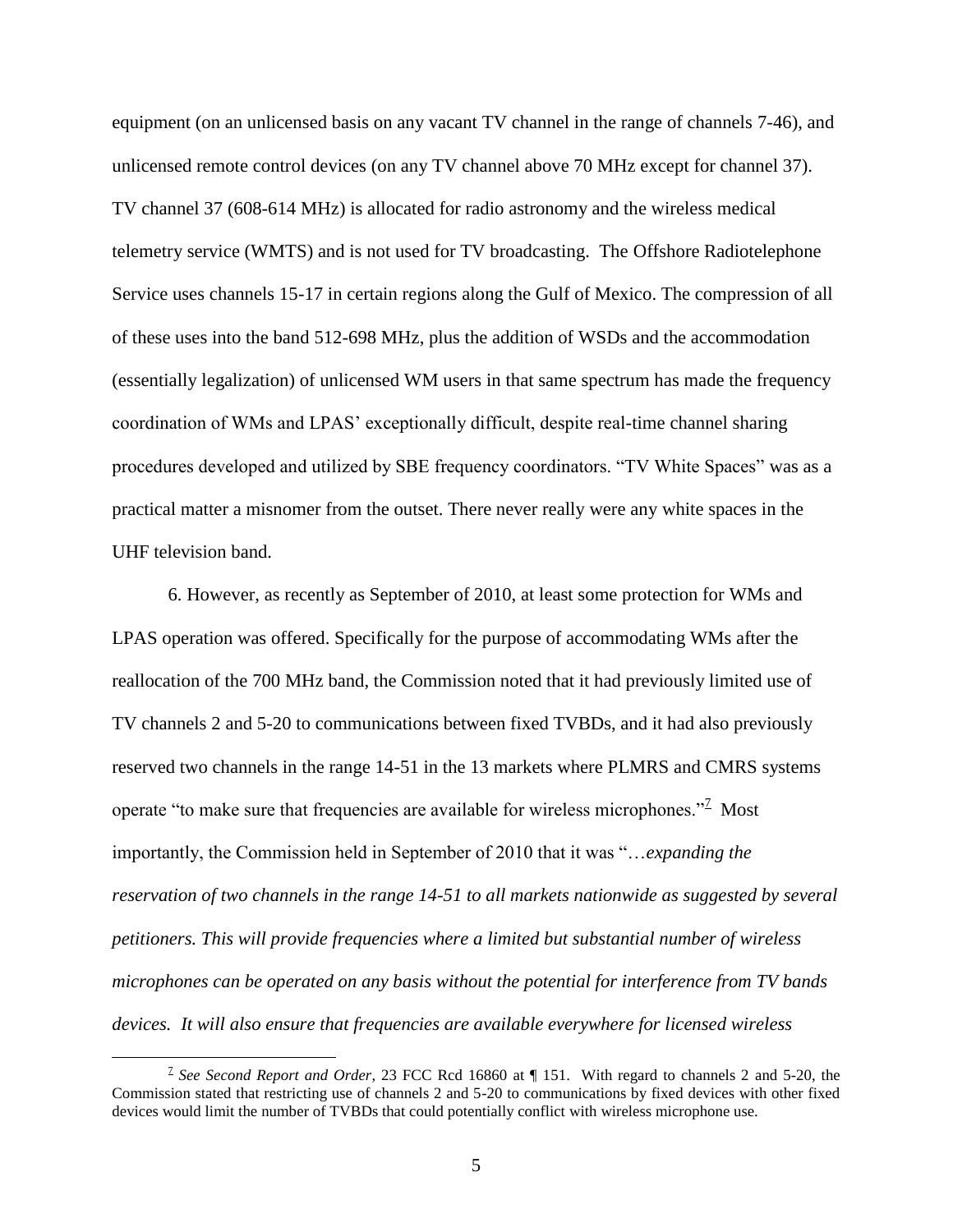equipment (on an unlicensed basis on any vacant TV channel in the range of channels 7-46), and unlicensed remote control devices (on any TV channel above 70 MHz except for channel 37). TV channel 37 (608-614 MHz) is allocated for radio astronomy and the wireless medical telemetry service (WMTS) and is not used for TV broadcasting. The Offshore Radiotelephone Service uses channels 15-17 in certain regions along the Gulf of Mexico. The compression of all of these uses into the band 512-698 MHz, plus the addition of WSDs and the accommodation (essentially legalization) of unlicensed WM users in that same spectrum has made the frequency coordination of WMs and LPAS' exceptionally difficult, despite real-time channel sharing procedures developed and utilized by SBE frequency coordinators. "TV White Spaces" was as a practical matter a misnomer from the outset. There never really were any white spaces in the UHF television band.

6. However, as recently as September of 2010, at least some protection for WMs and LPAS operation was offered. Specifically for the purpose of accommodating WMs after the reallocation of the 700 MHz band, the Commission noted that it had previously limited use of TV channels 2 and 5-20 to communications between fixed TVBDs, and it had also previously reserved two channels in the range 14-51 in the 13 markets where PLMRS and CMRS systems operate "to make sure that frequencies are available for wireless microphones."[7] Most importantly, the Commission held in September of 2010 that it was "…*expanding the reservation of two channels in the range 14-51 to all markets nationwide as suggested by several petitioners. This will provide frequencies where a limited but substantial number of wireless microphones can be operated on any basis without the potential for interference from TV bands devices. It will also ensure that frequencies are available everywhere for licensed wireless*

[7] *See Second Report and Order*, 23 FCC Rcd 16860 at ¶ 151. With regard to channels 2 and 5-20, the Commission stated that restricting use of channels 2 and 5-20 to communications by fixed devices with other fixed devices would limit the number of TVBDs that could potentially conflict with wireless microphone use.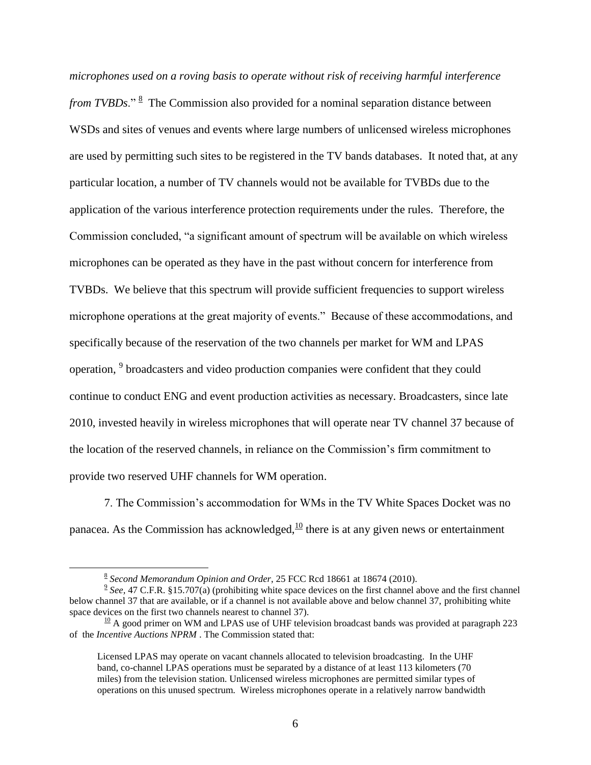*microphones used on a roving basis to operate without risk of receiving harmful interference from TVBDs*."[8] The Commission also provided for a nominal separation distance between WSDs and sites of venues and events where large numbers of unlicensed wireless microphones are used by permitting such sites to be registered in the TV bands databases. It noted that, at any particular location, a number of TV channels would not be available for TVBDs due to the application of the various interference protection requirements under the rules. Therefore, the Commission concluded, "a significant amount of spectrum will be available on which wireless microphones can be operated as they have in the past without concern for interference from TVBDs. We believe that this spectrum will provide sufficient frequencies to support wireless microphone operations at the great majority of events." Because of these accommodations, and specifically because of the reservation of the two channels per market for WM and LPAS operation,[9] broadcasters and video production companies were confident that they could continue to conduct ENG and event production activities as necessary. Broadcasters, since late 2010, invested heavily in wireless microphones that will operate near TV channel 37 because of the location of the reserved channels, in reliance on the Commission's firm commitment to provide two reserved UHF channels for WM operation.

7. The Commission's accommodation for WMs in the TV White Spaces Docket was no panacea. As the Commission has acknowledged,[10] there is at any given news or entertainment

---

[8] *Second Memorandum Opinion and Order*, 25 FCC Rcd 18661 at 18674 (2010).

[9] *See*, 47 C.F.R. §15.707(a) (prohibiting white space devices on the first channel above and the first channel below channel 37 that are available, or if a channel is not available above and below channel 37, prohibiting white space devices on the first two channels nearest to channel 37).

[10] A good primer on WM and LPAS use of UHF television broadcast bands was provided at paragraph 223 of the *Incentive Auctions NPRM* . The Commission stated that:

> Licensed LPAS may operate on vacant channels allocated to television broadcasting. In the UHF band, co-channel LPAS operations must be separated by a distance of at least 113 kilometers (70 miles) from the television station. Unlicensed wireless microphones are permitted similar types of operations on this unused spectrum. Wireless microphones operate in a relatively narrow bandwidth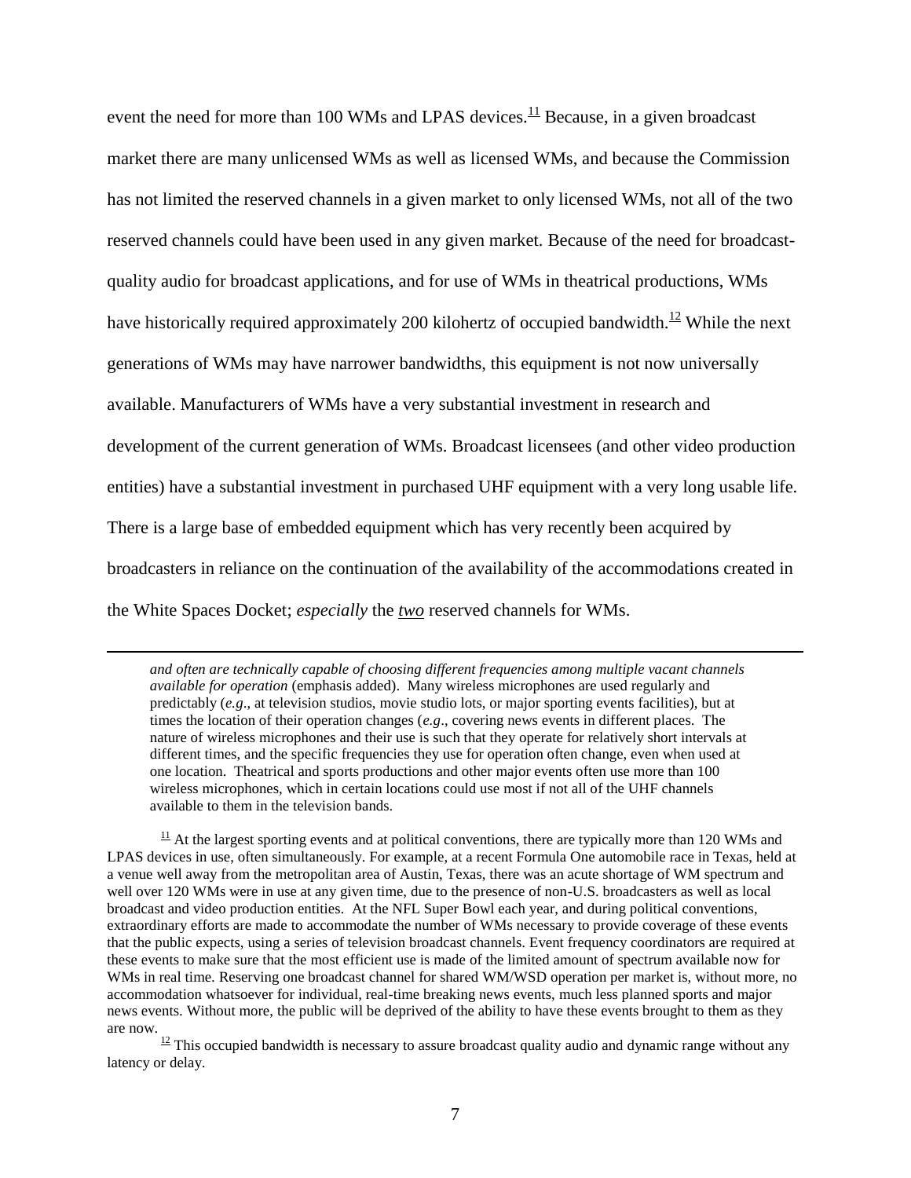event the need for more than 100 WMs and LPAS devices.[11] Because, in a given broadcast market there are many unlicensed WMs as well as licensed WMs, and because the Commission has not limited the reserved channels in a given market to only licensed WMs, not all of the two reserved channels could have been used in any given market. Because of the need for broadcast-quality audio for broadcast applications, and for use of WMs in theatrical productions, WMs have historically required approximately 200 kilohertz of occupied bandwidth.[12] While the next generations of WMs may have narrower bandwidths, this equipment is not now universally available. Manufacturers of WMs have a very substantial investment in research and development of the current generation of WMs. Broadcast licensees (and other video production entities) have a substantial investment in purchased UHF equipment with a very long usable life. There is a large base of embedded equipment which has very recently been acquired by broadcasters in reliance on the continuation of the availability of the accommodations created in the White Spaces Docket; *especially* the ***two*** reserved channels for WMs.

---

*and often are technically capable of choosing different frequencies among multiple vacant channels available for operation* (emphasis added). Many wireless microphones are used regularly and predictably (*e.g*., at television studios, movie studio lots, or major sporting events facilities), but at times the location of their operation changes (*e.g*., covering news events in different places. The nature of wireless microphones and their use is such that they operate for relatively short intervals at different times, and the specific frequencies they use for operation often change, even when used at one location. Theatrical and sports productions and other major events often use more than 100 wireless microphones, which in certain locations could use most if not all of the UHF channels available to them in the television bands.

[11] At the largest sporting events and at political conventions, there are typically more than 120 WMs and LPAS devices in use, often simultaneously. For example, at a recent Formula One automobile race in Texas, held at a venue well away from the metropolitan area of Austin, Texas, there was an acute shortage of WM spectrum and well over 120 WMs were in use at any given time, due to the presence of non-U.S. broadcasters as well as local broadcast and video production entities. At the NFL Super Bowl each year, and during political conventions, extraordinary efforts are made to accommodate the number of WMs necessary to provide coverage of these events that the public expects, using a series of television broadcast channels. Event frequency coordinators are required at these events to make sure that the most efficient use is made of the limited amount of spectrum available now for WMs in real time. Reserving one broadcast channel for shared WM/WSD operation per market is, without more, no accommodation whatsoever for individual, real-time breaking news events, much less planned sports and major news events. Without more, the public will be deprived of the ability to have these events brought to them as they are now.

[12] This occupied bandwidth is necessary to assure broadcast quality audio and dynamic range without any latency or delay.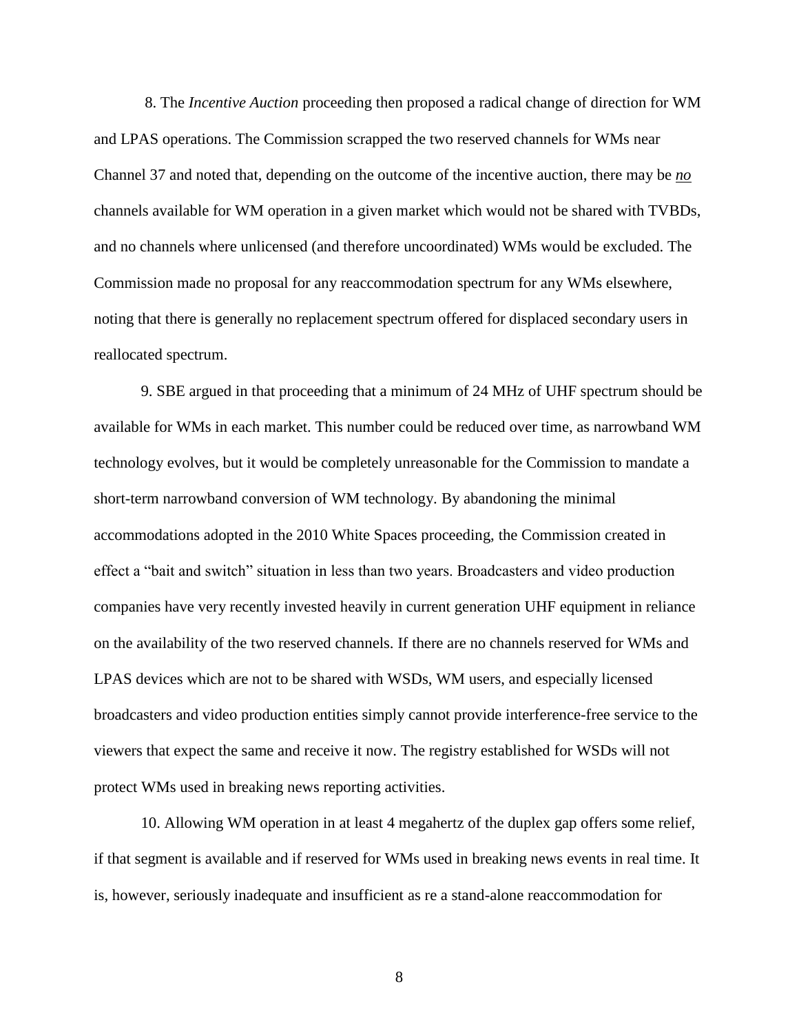8. The *Incentive Auction* proceeding then proposed a radical change of direction for WM and LPAS operations. The Commission scrapped the two reserved channels for WMs near Channel 37 and noted that, depending on the outcome of the incentive auction, there may be ***no*** channels available for WM operation in a given market which would not be shared with TVBDs, and no channels where unlicensed (and therefore uncoordinated) WMs would be excluded. The Commission made no proposal for any reaccommodation spectrum for any WMs elsewhere, noting that there is generally no replacement spectrum offered for displaced secondary users in reallocated spectrum.

9. SBE argued in that proceeding that a minimum of 24 MHz of UHF spectrum should be available for WMs in each market. This number could be reduced over time, as narrowband WM technology evolves, but it would be completely unreasonable for the Commission to mandate a short-term narrowband conversion of WM technology. By abandoning the minimal accommodations adopted in the 2010 White Spaces proceeding, the Commission created in effect a "bait and switch" situation in less than two years. Broadcasters and video production companies have very recently invested heavily in current generation UHF equipment in reliance on the availability of the two reserved channels. If there are no channels reserved for WMs and LPAS devices which are not to be shared with WSDs, WM users, and especially licensed broadcasters and video production entities simply cannot provide interference-free service to the viewers that expect the same and receive it now. The registry established for WSDs will not protect WMs used in breaking news reporting activities.

10. Allowing WM operation in at least 4 megahertz of the duplex gap offers some relief, if that segment is available and if reserved for WMs used in breaking news events in real time. It is, however, seriously inadequate and insufficient as re a stand-alone reaccommodation for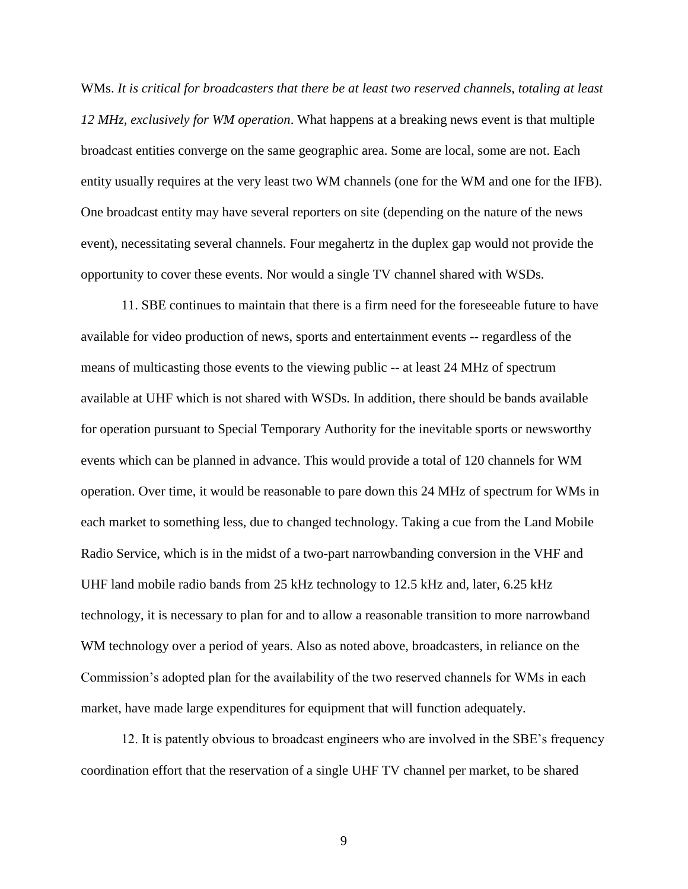WMs. *It is critical for broadcasters that there be at least two reserved channels, totaling at least 12 MHz, exclusively for WM operation*. What happens at a breaking news event is that multiple broadcast entities converge on the same geographic area. Some are local, some are not. Each entity usually requires at the very least two WM channels (one for the WM and one for the IFB). One broadcast entity may have several reporters on site (depending on the nature of the news event), necessitating several channels. Four megahertz in the duplex gap would not provide the opportunity to cover these events. Nor would a single TV channel shared with WSDs.

11. SBE continues to maintain that there is a firm need for the foreseeable future to have available for video production of news, sports and entertainment events -- regardless of the means of multicasting those events to the viewing public -- at least 24 MHz of spectrum available at UHF which is not shared with WSDs. In addition, there should be bands available for operation pursuant to Special Temporary Authority for the inevitable sports or newsworthy events which can be planned in advance. This would provide a total of 120 channels for WM operation. Over time, it would be reasonable to pare down this 24 MHz of spectrum for WMs in each market to something less, due to changed technology. Taking a cue from the Land Mobile Radio Service, which is in the midst of a two-part narrowbanding conversion in the VHF and UHF land mobile radio bands from 25 kHz technology to 12.5 kHz and, later, 6.25 kHz technology, it is necessary to plan for and to allow a reasonable transition to more narrowband WM technology over a period of years. Also as noted above, broadcasters, in reliance on the Commission's adopted plan for the availability of the two reserved channels for WMs in each market, have made large expenditures for equipment that will function adequately.

12. It is patently obvious to broadcast engineers who are involved in the SBE's frequency coordination effort that the reservation of a single UHF TV channel per market, to be shared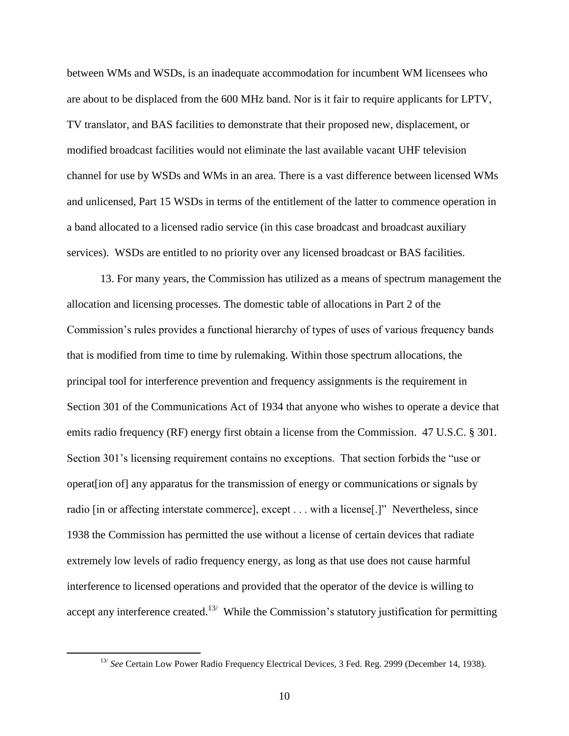between WMs and WSDs, is an inadequate accommodation for incumbent WM licensees who are about to be displaced from the 600 MHz band. Nor is it fair to require applicants for LPTV, TV translator, and BAS facilities to demonstrate that their proposed new, displacement, or modified broadcast facilities would not eliminate the last available vacant UHF television channel for use by WSDs and WMs in an area. There is a vast difference between licensed WMs and unlicensed, Part 15 WSDs in terms of the entitlement of the latter to commence operation in a band allocated to a licensed radio service (in this case broadcast and broadcast auxiliary services). WSDs are entitled to no priority over any licensed broadcast or BAS facilities.

13. For many years, the Commission has utilized as a means of spectrum management the allocation and licensing processes. The domestic table of allocations in Part 2 of the Commission's rules provides a functional hierarchy of types of uses of various frequency bands that is modified from time to time by rulemaking. Within those spectrum allocations, the principal tool for interference prevention and frequency assignments is the requirement in Section 301 of the Communications Act of 1934 that anyone who wishes to operate a device that emits radio frequency (RF) energy first obtain a license from the Commission. 47 U.S.C. § 301. Section 301's licensing requirement contains no exceptions. That section forbids the "use or operat[ion of] any apparatus for the transmission of energy or communications or signals by radio [in or affecting interstate commerce], except . . . with a license[.]" Nevertheless, since 1938 the Commission has permitted the use without a license of certain devices that radiate extremely low levels of radio frequency energy, as long as that use does not cause harmful interference to licensed operations and provided that the operator of the device is willing to accept any interference created.[13/] While the Commission's statutory justification for permitting

---

[13/] *See* Certain Low Power Radio Frequency Electrical Devices, 3 Fed. Reg. 2999 (December 14, 1938).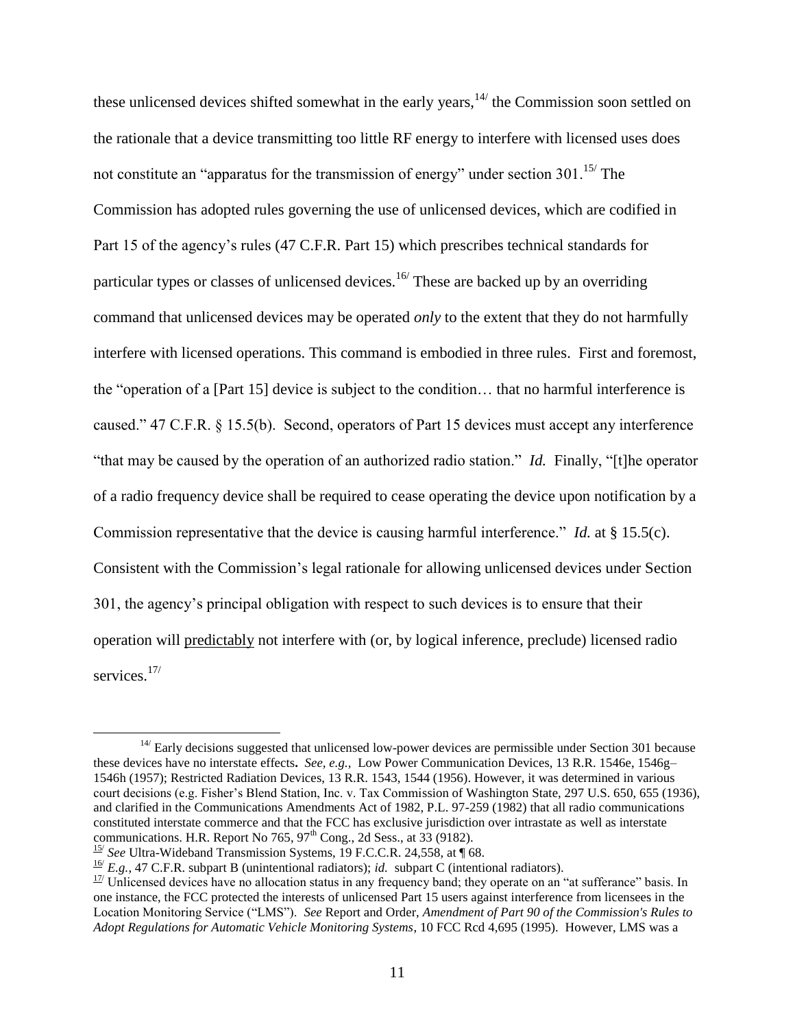these unlicensed devices shifted somewhat in the early years,[14/] the Commission soon settled on the rationale that a device transmitting too little RF energy to interfere with licensed uses does not constitute an "apparatus for the transmission of energy" under section 301.[15/] The Commission has adopted rules governing the use of unlicensed devices, which are codified in Part 15 of the agency's rules (47 C.F.R. Part 15) which prescribes technical standards for particular types or classes of unlicensed devices.[16/] These are backed up by an overriding command that unlicensed devices may be operated *only* to the extent that they do not harmfully interfere with licensed operations. This command is embodied in three rules. First and foremost, the "operation of a [Part 15] device is subject to the condition… that no harmful interference is caused." 47 C.F.R. § 15.5(b). Second, operators of Part 15 devices must accept any interference "that may be caused by the operation of an authorized radio station." *Id.* Finally, "[t]he operator of a radio frequency device shall be required to cease operating the device upon notification by a Commission representative that the device is causing harmful interference." *Id.* at § 15.5(c). Consistent with the Commission's legal rationale for allowing unlicensed devices under Section 301, the agency's principal obligation with respect to such devices is to ensure that their operation will <u>predictably</u> not interfere with (or, by logical inference, preclude) licensed radio services.[17/]

---

[14/] Early decisions suggested that unlicensed low-power devices are permissible under Section 301 because these devices have no interstate effects**.** *See, e.g.,* Low Power Communication Devices, 13 R.R. 1546e, 1546g–1546h (1957); Restricted Radiation Devices, 13 R.R. 1543, 1544 (1956). However, it was determined in various court decisions (e.g. Fisher's Blend Station, Inc. v. Tax Commission of Washington State, 297 U.S. 650, 655 (1936), and clarified in the Communications Amendments Act of 1982, P.L. 97-259 (1982) that all radio communications constituted interstate commerce and that the FCC has exclusive jurisdiction over intrastate as well as interstate communications. H.R. Report No 765, 97th Cong., 2d Sess., at 33 (9182).

[15/] *See* Ultra-Wideband Transmission Systems, 19 F.C.C.R. 24,558, at ¶ 68.

[16/] *E.g.*, 47 C.F.R. subpart B (unintentional radiators); *id.* subpart C (intentional radiators).

[17/] Unlicensed devices have no allocation status in any frequency band; they operate on an "at sufferance" basis. In one instance, the FCC protected the interests of unlicensed Part 15 users against interference from licensees in the Location Monitoring Service ("LMS"). *See* Report and Order, *Amendment of Part 90 of the Commission's Rules to Adopt Regulations for Automatic Vehicle Monitoring Systems*, 10 FCC Rcd 4,695 (1995). However, LMS was a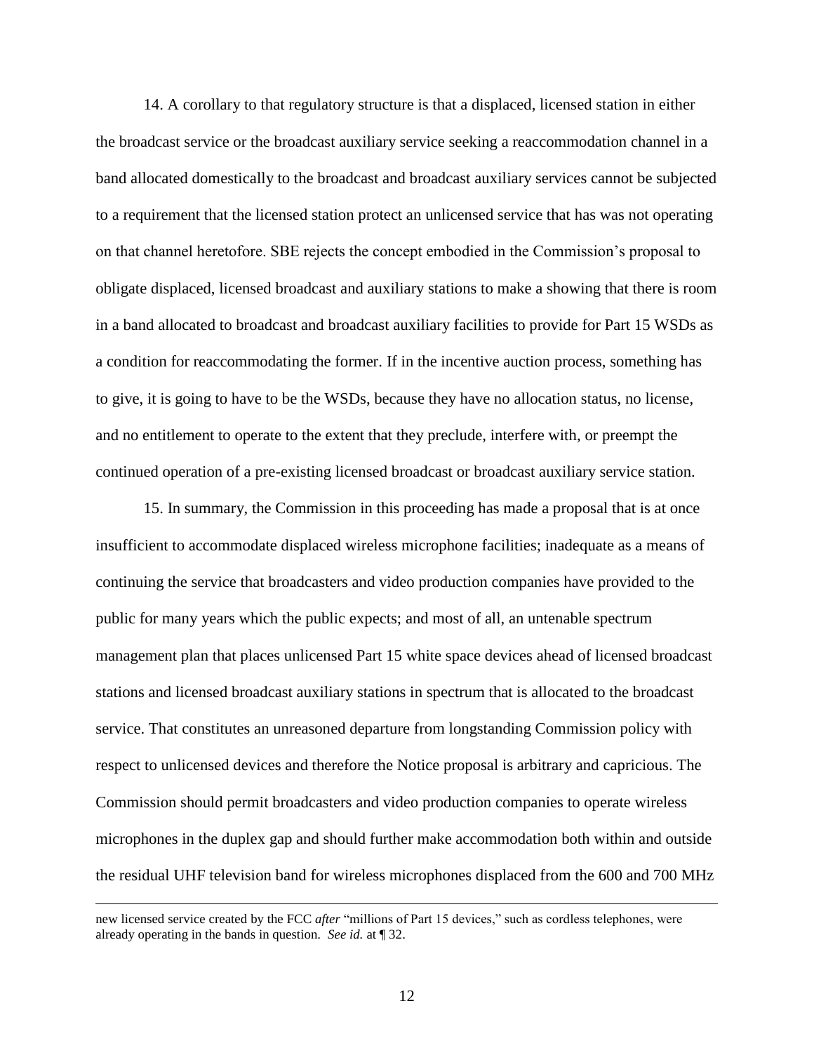14. A corollary to that regulatory structure is that a displaced, licensed station in either the broadcast service or the broadcast auxiliary service seeking a reaccommodation channel in a band allocated domestically to the broadcast and broadcast auxiliary services cannot be subjected to a requirement that the licensed station protect an unlicensed service that has was not operating on that channel heretofore. SBE rejects the concept embodied in the Commission's proposal to obligate displaced, licensed broadcast and auxiliary stations to make a showing that there is room in a band allocated to broadcast and broadcast auxiliary facilities to provide for Part 15 WSDs as a condition for reaccommodating the former. If in the incentive auction process, something has to give, it is going to have to be the WSDs, because they have no allocation status, no license, and no entitlement to operate to the extent that they preclude, interfere with, or preempt the continued operation of a pre-existing licensed broadcast or broadcast auxiliary service station.

15. In summary, the Commission in this proceeding has made a proposal that is at once insufficient to accommodate displaced wireless microphone facilities; inadequate as a means of continuing the service that broadcasters and video production companies have provided to the public for many years which the public expects; and most of all, an untenable spectrum management plan that places unlicensed Part 15 white space devices ahead of licensed broadcast stations and licensed broadcast auxiliary stations in spectrum that is allocated to the broadcast service. That constitutes an unreasoned departure from longstanding Commission policy with respect to unlicensed devices and therefore the Notice proposal is arbitrary and capricious. The Commission should permit broadcasters and video production companies to operate wireless microphones in the duplex gap and should further make accommodation both within and outside the residual UHF television band for wireless microphones displaced from the 600 and 700 MHz

---

new licensed service created by the FCC *after* "millions of Part 15 devices," such as cordless telephones, were already operating in the bands in question. *See id.* at ¶ 32.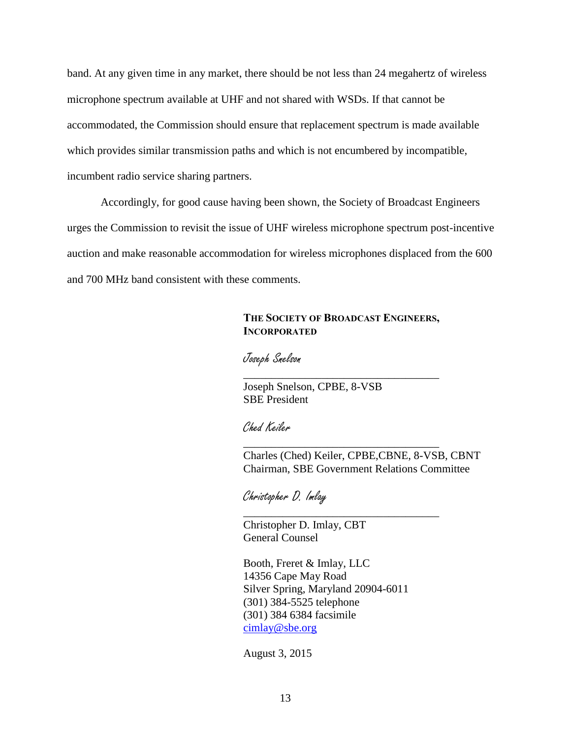band. At any given time in any market, there should be not less than 24 megahertz of wireless microphone spectrum available at UHF and not shared with WSDs. If that cannot be accommodated, the Commission should ensure that replacement spectrum is made available which provides similar transmission paths and which is not encumbered by incompatible, incumbent radio service sharing partners.

Accordingly, for good cause having been shown, the Society of Broadcast Engineers urges the Commission to revisit the issue of UHF wireless microphone spectrum post-incentive auction and make reasonable accommodation for wireless microphones displaced from the 600 and 700 MHz band consistent with these comments.

**THE SOCIETY OF BROADCAST ENGINEERS, INCORPORATED**

*Joseph Snelson*
\_\_\_\_\_\_\_\_\_\_\_\_\_\_\_\_\_\_\_\_\_\_\_\_\_\_\_\_\_\_\_\_\_\_\_\_
Joseph Snelson, CPBE, 8-VSB
SBE President

*Ched Keiler*
\_\_\_\_\_\_\_\_\_\_\_\_\_\_\_\_\_\_\_\_\_\_\_\_\_\_\_\_\_\_\_\_\_\_\_\_
Charles (Ched) Keiler, CPBE,CBNE, 8-VSB, CBNT
Chairman, SBE Government Relations Committee

*Christopher D. Imlay*
\_\_\_\_\_\_\_\_\_\_\_\_\_\_\_\_\_\_\_\_\_\_\_\_\_\_\_\_\_\_\_\_\_\_\_\_
Christopher D. Imlay, CBT
General Counsel

Booth, Freret & Imlay, LLC
14356 Cape May Road
Silver Spring, Maryland 20904-6011
(301) 384-5525 telephone
(301) 384 6384 facsimile
cimlay@sbe.org

August 3, 2015